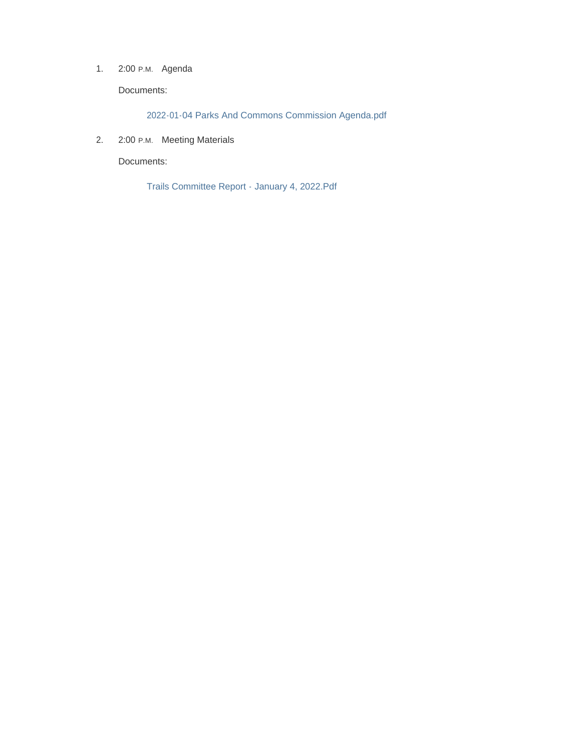1. 2:00 P.M. Agenda

   Documents:

   2022-01-04 Parks And Commons Commission Agenda.pdf

2. 2:00 P.M. Meeting Materials

   Documents:

   Trails Committee Report - January 4, 2022.Pdf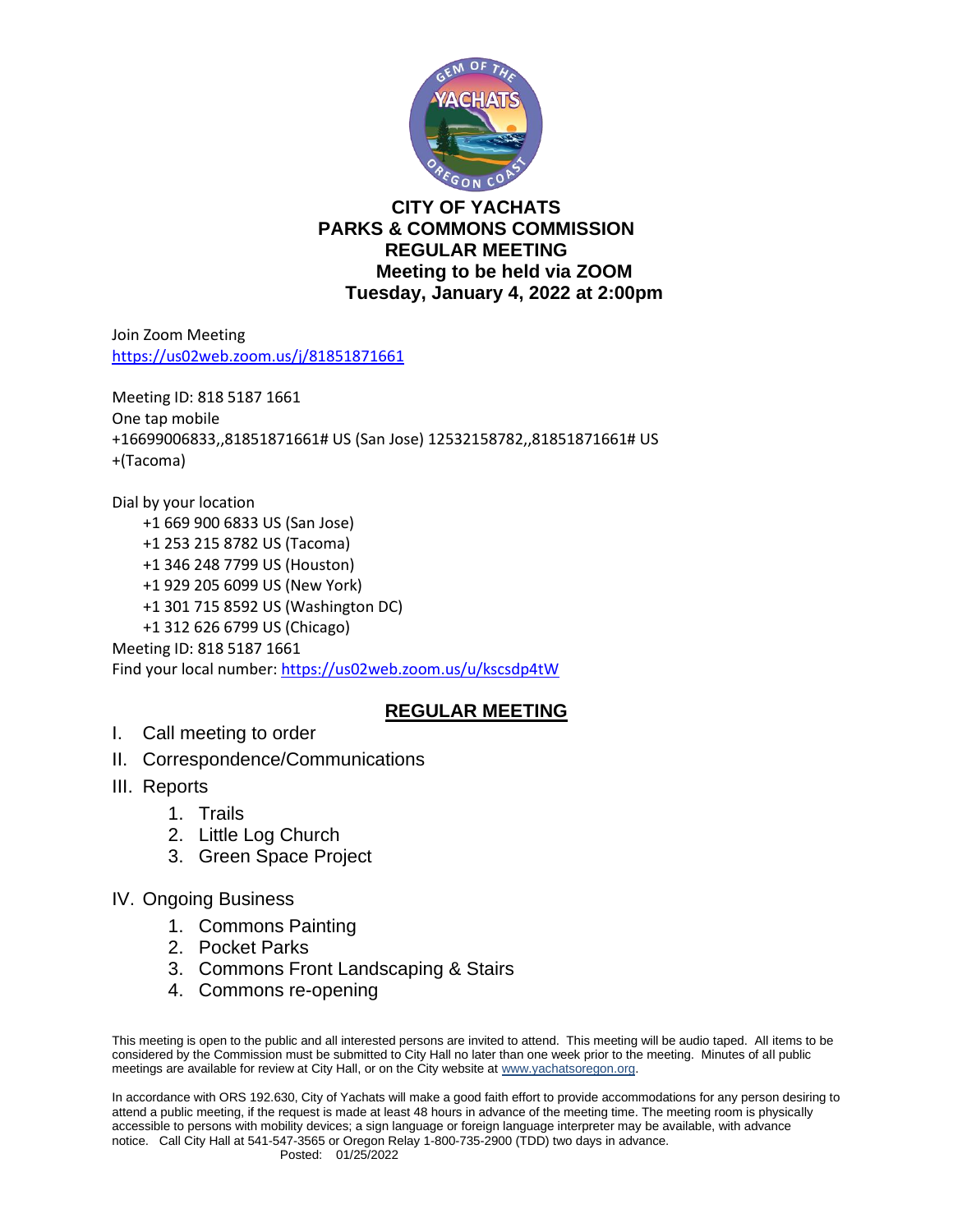# CITY OF YACHATS
## PARKS & COMMONS COMMISSION
## REGULAR MEETING
## Meeting to be held via ZOOM
## Tuesday, January 4, 2022 at 2:00pm

Join Zoom Meeting
https://us02web.zoom.us/j/81851871661

Meeting ID: 818 5187 1661
One tap mobile
+16699006833,,81851871661# US (San Jose) 12532158782,,81851871661# US
+(Tacoma)

Dial by your location
- +1 669 900 6833 US (San Jose)
- +1 253 215 8782 US (Tacoma)
- +1 346 248 7799 US (Houston)
- +1 929 205 6099 US (New York)
- +1 301 715 8592 US (Washington DC)
- +1 312 626 6799 US (Chicago)

Meeting ID: 818 5187 1661
Find your local number: https://us02web.zoom.us/u/kscsdp4tW

## REGULAR MEETING

I. Call meeting to order

II. Correspondence/Communications

III. Reports
1. Trails
2. Little Log Church
3. Green Space Project

IV. Ongoing Business
1. Commons Painting
2. Pocket Parks
3. Commons Front Landscaping & Stairs
4. Commons re-opening

This meeting is open to the public and all interested persons are invited to attend. This meeting will be audio taped. All items to be considered by the Commission must be submitted to City Hall no later than one week prior to the meeting. Minutes of all public meetings are available for review at City Hall, or on the City website at www.yachatsoregon.org.

In accordance with ORS 192.630, City of Yachats will make a good faith effort to provide accommodations for any person desiring to attend a public meeting, if the request is made at least 48 hours in advance of the meeting time. The meeting room is physically accessible to persons with mobility devices; a sign language or foreign language interpreter may be available, with advance notice. Call City Hall at 541-547-3565 or Oregon Relay 1-800-735-2900 (TDD) two days in advance.

Posted: 01/25/2022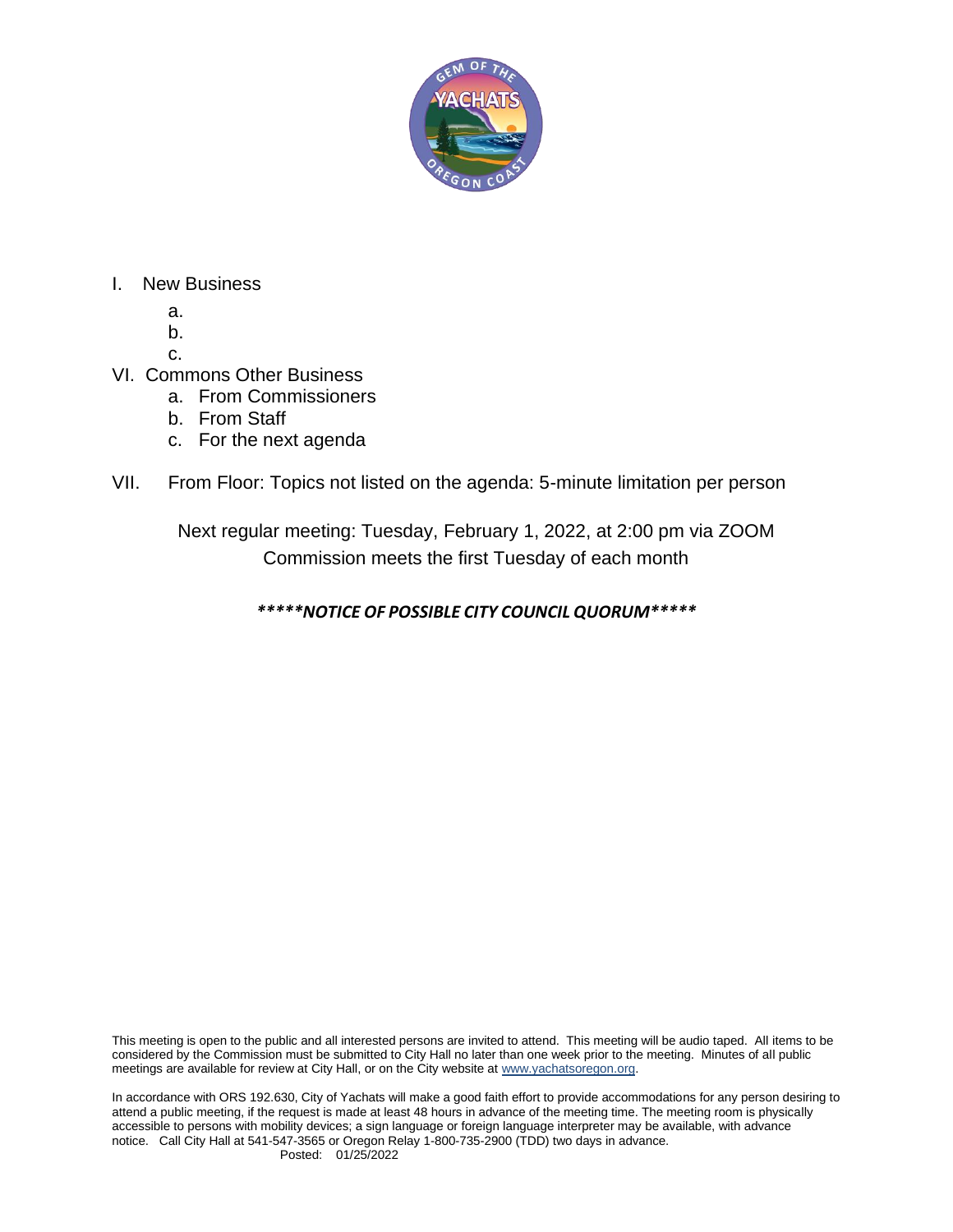I. New Business

   a.
   b.
   c.

VI. Commons Other Business

   a. From Commissioners
   b. From Staff
   c. For the next agenda

VII. From Floor: Topics not listed on the agenda: 5-minute limitation per person

Next regular meeting: Tuesday, February 1, 2022, at 2:00 pm via ZOOM
Commission meets the first Tuesday of each month

***\*\*\*\*\*NOTICE OF POSSIBLE CITY COUNCIL QUORUM\*\*\*\*\****

This meeting is open to the public and all interested persons are invited to attend. This meeting will be audio taped. All items to be considered by the Commission must be submitted to City Hall no later than one week prior to the meeting. Minutes of all public meetings are available for review at City Hall, or on the City website at www.yachatsoregon.org.

In accordance with ORS 192.630, City of Yachats will make a good faith effort to provide accommodations for any person desiring to attend a public meeting, if the request is made at least 48 hours in advance of the meeting time. The meeting room is physically accessible to persons with mobility devices; a sign language or foreign language interpreter may be available, with advance notice. Call City Hall at 541-547-3565 or Oregon Relay 1-800-735-2900 (TDD) two days in advance.
Posted: 01/25/2022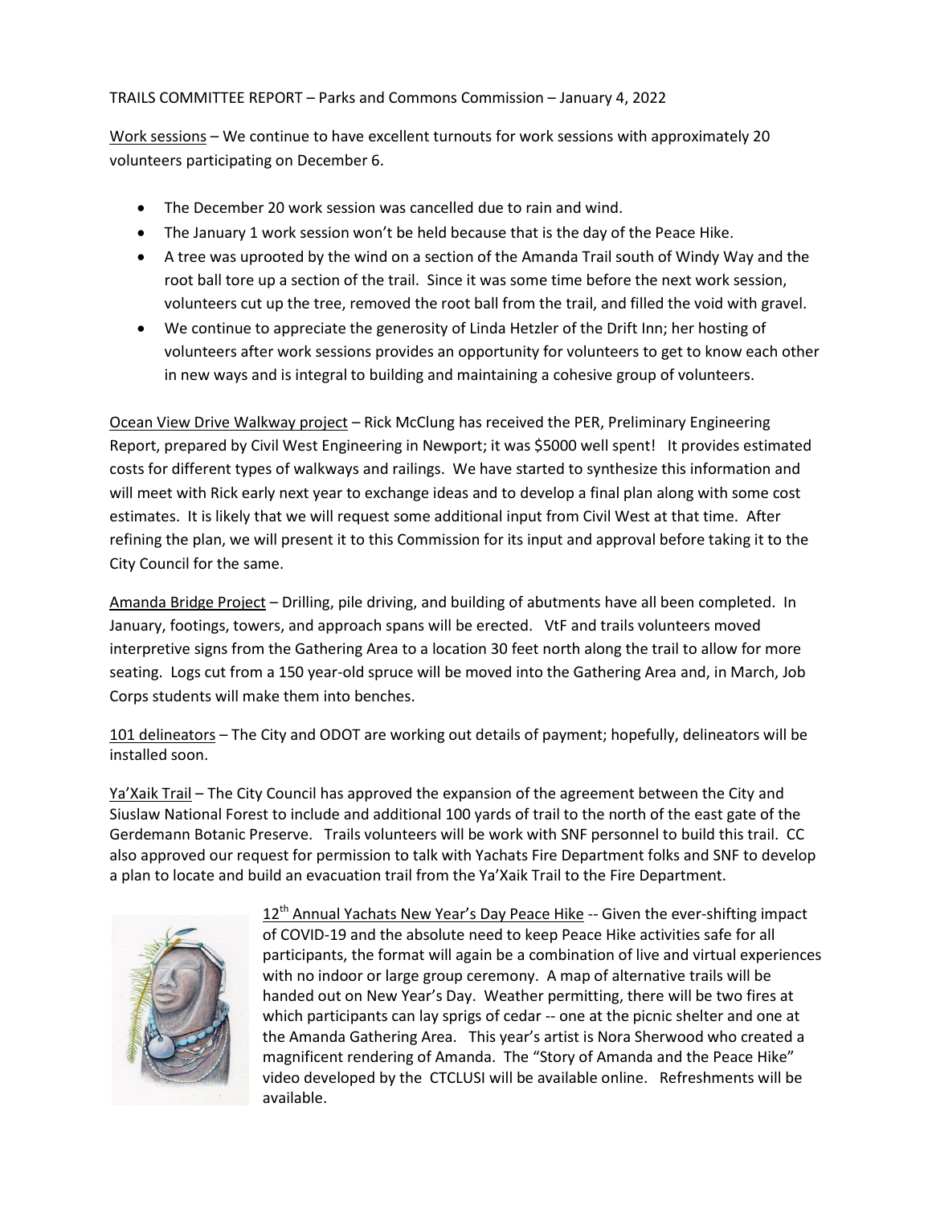TRAILS COMMITTEE REPORT – Parks and Commons Commission – January 4, 2022

Work sessions – We continue to have excellent turnouts for work sessions with approximately 20 volunteers participating on December 6.

- The December 20 work session was cancelled due to rain and wind.
- The January 1 work session won't be held because that is the day of the Peace Hike.
- A tree was uprooted by the wind on a section of the Amanda Trail south of Windy Way and the root ball tore up a section of the trail. Since it was some time before the next work session, volunteers cut up the tree, removed the root ball from the trail, and filled the void with gravel.
- We continue to appreciate the generosity of Linda Hetzler of the Drift Inn; her hosting of volunteers after work sessions provides an opportunity for volunteers to get to know each other in new ways and is integral to building and maintaining a cohesive group of volunteers.

Ocean View Drive Walkway project – Rick McClung has received the PER, Preliminary Engineering Report, prepared by Civil West Engineering in Newport; it was $5000 well spent! It provides estimated costs for different types of walkways and railings. We have started to synthesize this information and will meet with Rick early next year to exchange ideas and to develop a final plan along with some cost estimates. It is likely that we will request some additional input from Civil West at that time. After refining the plan, we will present it to this Commission for its input and approval before taking it to the City Council for the same.

Amanda Bridge Project – Drilling, pile driving, and building of abutments have all been completed. In January, footings, towers, and approach spans will be erected. VtF and trails volunteers moved interpretive signs from the Gathering Area to a location 30 feet north along the trail to allow for more seating. Logs cut from a 150 year-old spruce will be moved into the Gathering Area and, in March, Job Corps students will make them into benches.

101 delineators – The City and ODOT are working out details of payment; hopefully, delineators will be installed soon.

Ya'Xaik Trail – The City Council has approved the expansion of the agreement between the City and Siuslaw National Forest to include and additional 100 yards of trail to the north of the east gate of the Gerdemann Botanic Preserve. Trails volunteers will be work with SNF personnel to build this trail. CC also approved our request for permission to talk with Yachats Fire Department folks and SNF to develop a plan to locate and build an evacuation trail from the Ya'Xaik Trail to the Fire Department.

12th Annual Yachats New Year's Day Peace Hike -- Given the ever-shifting impact of COVID-19 and the absolute need to keep Peace Hike activities safe for all participants, the format will again be a combination of live and virtual experiences with no indoor or large group ceremony. A map of alternative trails will be handed out on New Year's Day. Weather permitting, there will be two fires at which participants can lay sprigs of cedar -- one at the picnic shelter and one at the Amanda Gathering Area. This year's artist is Nora Sherwood who created a magnificent rendering of Amanda. The "Story of Amanda and the Peace Hike" video developed by the CTCLUSI will be available online. Refreshments will be available.